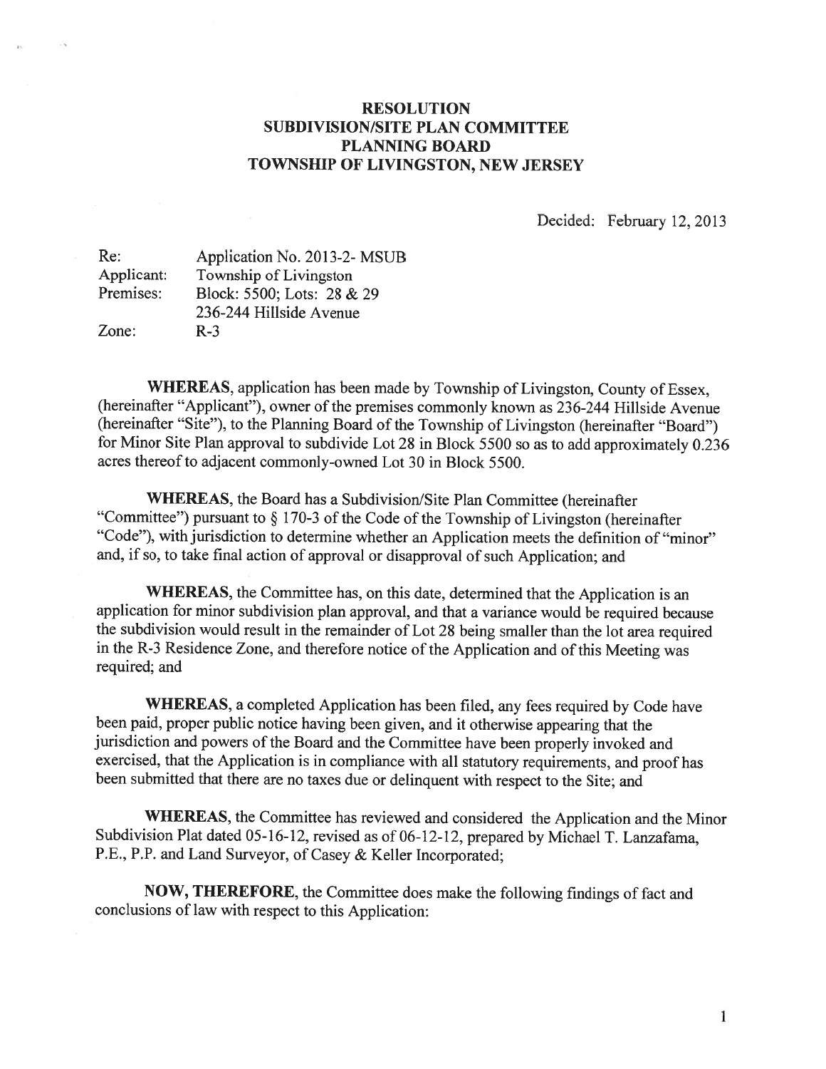# RESOLUTION
## SUBDIVISION/SITE PLAN COMMITTEE
## PLANNING BOARD
## TOWNSHIP OF LIVINGSTON, NEW JERSEY

Decided: February 12, 2013

Re: Application No. 2013-2- MSUB
Applicant: Township of Livingston
Premises: Block: 5500; Lots: 28 & 29
236-244 Hillside Avenue
Zone: R-3

**WHEREAS**, application has been made by Township of Livingston, County of Essex, (hereinafter "Applicant"), owner of the premises commonly known as 236-244 Hillside Avenue (hereinafter "Site"), to the Planning Board of the Township of Livingston (hereinafter "Board") for Minor Site Plan approval to subdivide Lot 28 in Block 5500 so as to add approximately 0.236 acres thereof to adjacent commonly-owned Lot 30 in Block 5500.

**WHEREAS**, the Board has a Subdivision/Site Plan Committee (hereinafter "Committee") pursuant to § 170-3 of the Code of the Township of Livingston (hereinafter "Code"), with jurisdiction to determine whether an Application meets the definition of "minor" and, if so, to take final action of approval or disapproval of such Application; and

**WHEREAS**, the Committee has, on this date, determined that the Application is an application for minor subdivision plan approval, and that a variance would be required because the subdivision would result in the remainder of Lot 28 being smaller than the lot area required in the R-3 Residence Zone, and therefore notice of the Application and of this Meeting was required; and

**WHEREAS**, a completed Application has been filed, any fees required by Code have been paid, proper public notice having been given, and it otherwise appearing that the jurisdiction and powers of the Board and the Committee have been properly invoked and exercised, that the Application is in compliance with all statutory requirements, and proof has been submitted that there are no taxes due or delinquent with respect to the Site; and

**WHEREAS**, the Committee has reviewed and considered the Application and the Minor Subdivision Plat dated 05-16-12, revised as of 06-12-12, prepared by Michael T. Lanzafama, P.E., P.P. and Land Surveyor, of Casey & Keller Incorporated;

**NOW, THEREFORE**, the Committee does make the following findings of fact and conclusions of law with respect to this Application: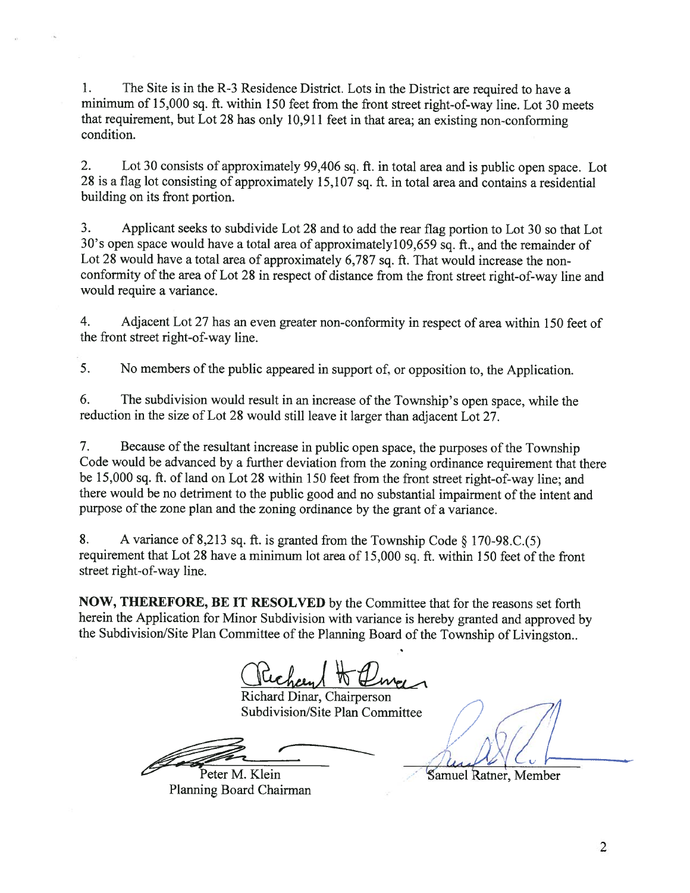1. The Site is in the R-3 Residence District. Lots in the District are required to have a minimum of 15,000 sq. ft. within 150 feet from the front street right-of-way line. Lot 30 meets that requirement, but Lot 28 has only 10,911 feet in that area; an existing non-conforming condition.

2. Lot 30 consists of approximately 99,406 sq. ft. in total area and is public open space. Lot 28 is a flag lot consisting of approximately 15,107 sq. ft. in total area and contains a residential building on its front portion.

3. Applicant seeks to subdivide Lot 28 and to add the rear flag portion to Lot 30 so that Lot 30's open space would have a total area of approximately109,659 sq. ft., and the remainder of Lot 28 would have a total area of approximately 6,787 sq. ft. That would increase the non-conformity of the area of Lot 28 in respect of distance from the front street right-of-way line and would require a variance.

4. Adjacent Lot 27 has an even greater non-conformity in respect of area within 150 feet of the front street right-of-way line.

5. No members of the public appeared in support of, or opposition to, the Application.

6. The subdivision would result in an increase of the Township's open space, while the reduction in the size of Lot 28 would still leave it larger than adjacent Lot 27.

7. Because of the resultant increase in public open space, the purposes of the Township Code would be advanced by a further deviation from the zoning ordinance requirement that there be 15,000 sq. ft. of land on Lot 28 within 150 feet from the front street right-of-way line; and there would be no detriment to the public good and no substantial impairment of the intent and purpose of the zone plan and the zoning ordinance by the grant of a variance.

8. A variance of 8,213 sq. ft. is granted from the Township Code § 170-98.C.(5) requirement that Lot 28 have a minimum lot area of 15,000 sq. ft. within 150 feet of the front street right-of-way line.

**NOW, THEREFORE, BE IT RESOLVED** by the Committee that for the reasons set forth herein the Application for Minor Subdivision with variance is hereby granted and approved by the Subdivision/Site Plan Committee of the Planning Board of the Township of Livingston..

Richard Dinar, Chairperson
Subdivision/Site Plan Committee

Peter M. Klein
Planning Board Chairman

Samuel Ratner, Member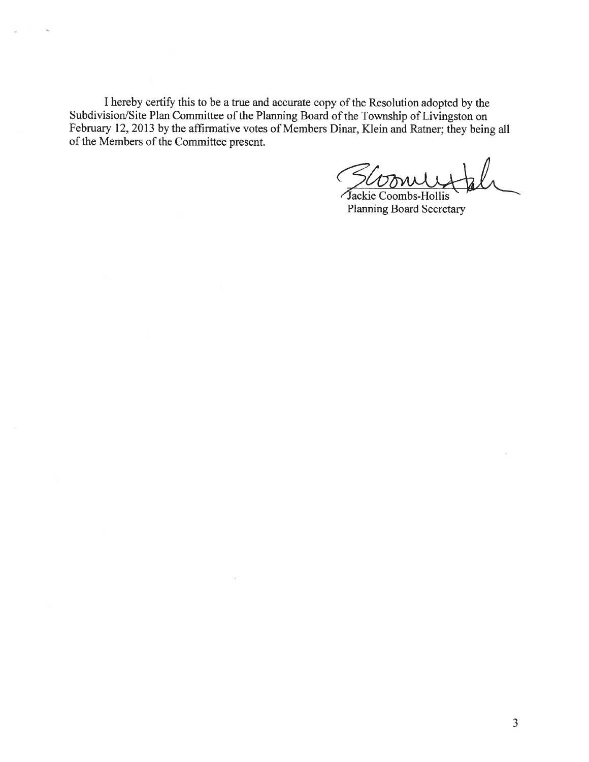I hereby certify this to be a true and accurate copy of the Resolution adopted by the Subdivision/Site Plan Committee of the Planning Board of the Township of Livingston on February 12, 2013 by the affirmative votes of Members Dinar, Klein and Ratner; they being all of the Members of the Committee present.

Jackie Coombs-Hollis
Planning Board Secretary